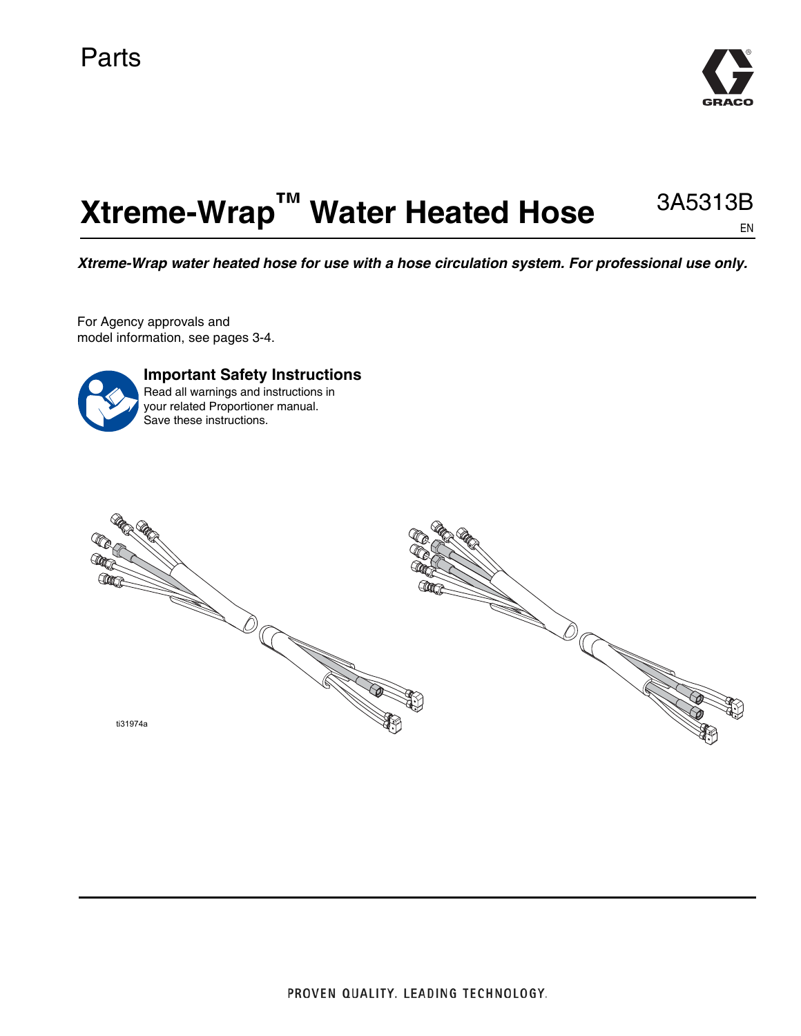Parts

# Xtreme-Wrap™ Water Heated Hose

3A5313B

EN

***Xtreme-Wrap water heated hose for use with a hose circulation system. For professional use only.***

For Agency approvals and model information, see pages 3-4.

**Important Safety Instructions**
Read all warnings and instructions in your related Proportioner manual. Save these instructions.

ti31974a

PROVEN QUALITY. LEADING TECHNOLOGY.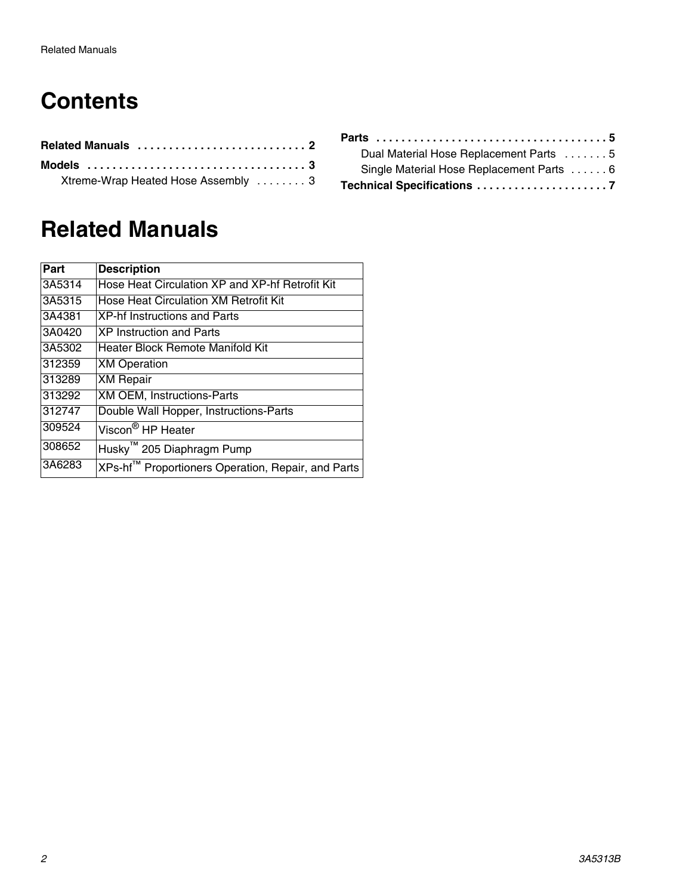# Contents

**Related Manuals** . . . . . . . . . . . . . . . . . . . . . . . . . . . 2

**Models** . . . . . . . . . . . . . . . . . . . . . . . . . . . . . . . . . . . 3

- Xtreme-Wrap Heated Hose Assembly . . . . . . . . 3

**Parts** . . . . . . . . . . . . . . . . . . . . . . . . . . . . . . . . . . . . . 5

- Dual Material Hose Replacement Parts . . . . . . . 5
- Single Material Hose Replacement Parts . . . . . . 6

**Technical Specifications** . . . . . . . . . . . . . . . . . . . . . 7

# Related Manuals

| Part | Description |
|---|---|
| 3A5314 | Hose Heat Circulation XP and XP-hf Retrofit Kit |
| 3A5315 | Hose Heat Circulation XM Retrofit Kit |
| 3A4381 | XP-hf Instructions and Parts |
| 3A0420 | XP Instruction and Parts |
| 3A5302 | Heater Block Remote Manifold Kit |
| 312359 | XM Operation |
| 313289 | XM Repair |
| 313292 | XM OEM, Instructions-Parts |
| 312747 | Double Wall Hopper, Instructions-Parts |
| 309524 | Viscon® HP Heater |
| 308652 | Husky™ 205 Diaphragm Pump |
| 3A6283 | XPs-hf™ Proportioners Operation, Repair, and Parts |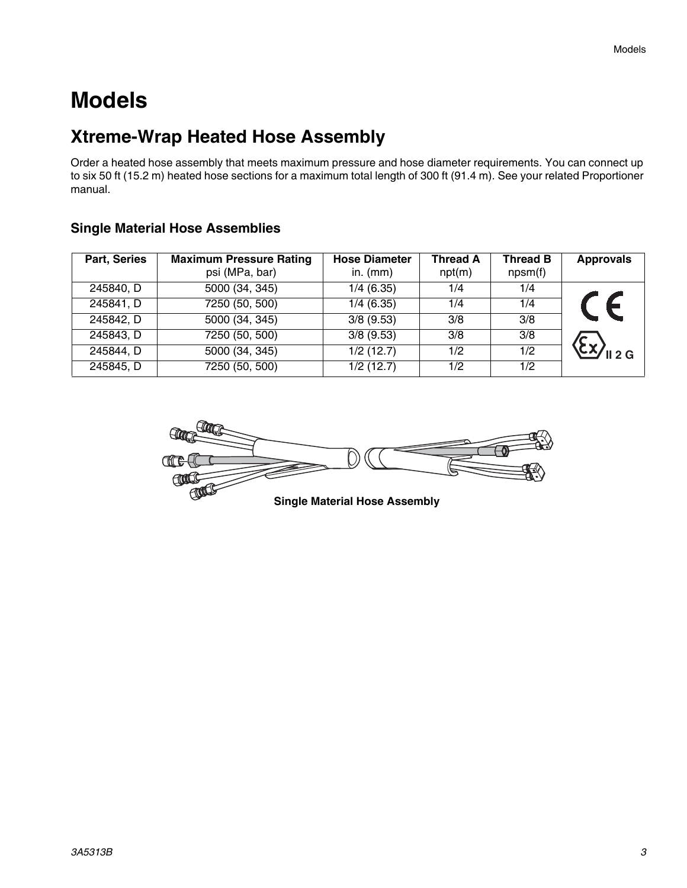# Models

## Xtreme-Wrap Heated Hose Assembly

Order a heated hose assembly that meets maximum pressure and hose diameter requirements. You can connect up to six 50 ft (15.2 m) heated hose sections for a maximum total length of 300 ft (91.4 m). See your related Proportioner manual.

### Single Material Hose Assemblies

| Part, Series | Maximum Pressure Rating psi (MPa, bar) | Hose Diameter in. (mm) | Thread A npt(m) | Thread B npsm(f) | Approvals |
|---|---|---|---|---|---|
| 245840, D | 5000 (34, 345) | 1/4 (6.35) | 1/4 | 1/4 | CE, Ex II 2 G |
| 245841, D | 7250 (50, 500) | 1/4 (6.35) | 1/4 | 1/4 | |
| 245842, D | 5000 (34, 345) | 3/8 (9.53) | 3/8 | 3/8 | |
| 245843, D | 7250 (50, 500) | 3/8 (9.53) | 3/8 | 3/8 | |
| 245844, D | 5000 (34, 345) | 1/2 (12.7) | 1/2 | 1/2 | |
| 245845, D | 7250 (50, 500) | 1/2 (12.7) | 1/2 | 1/2 | |

Single Material Hose Assembly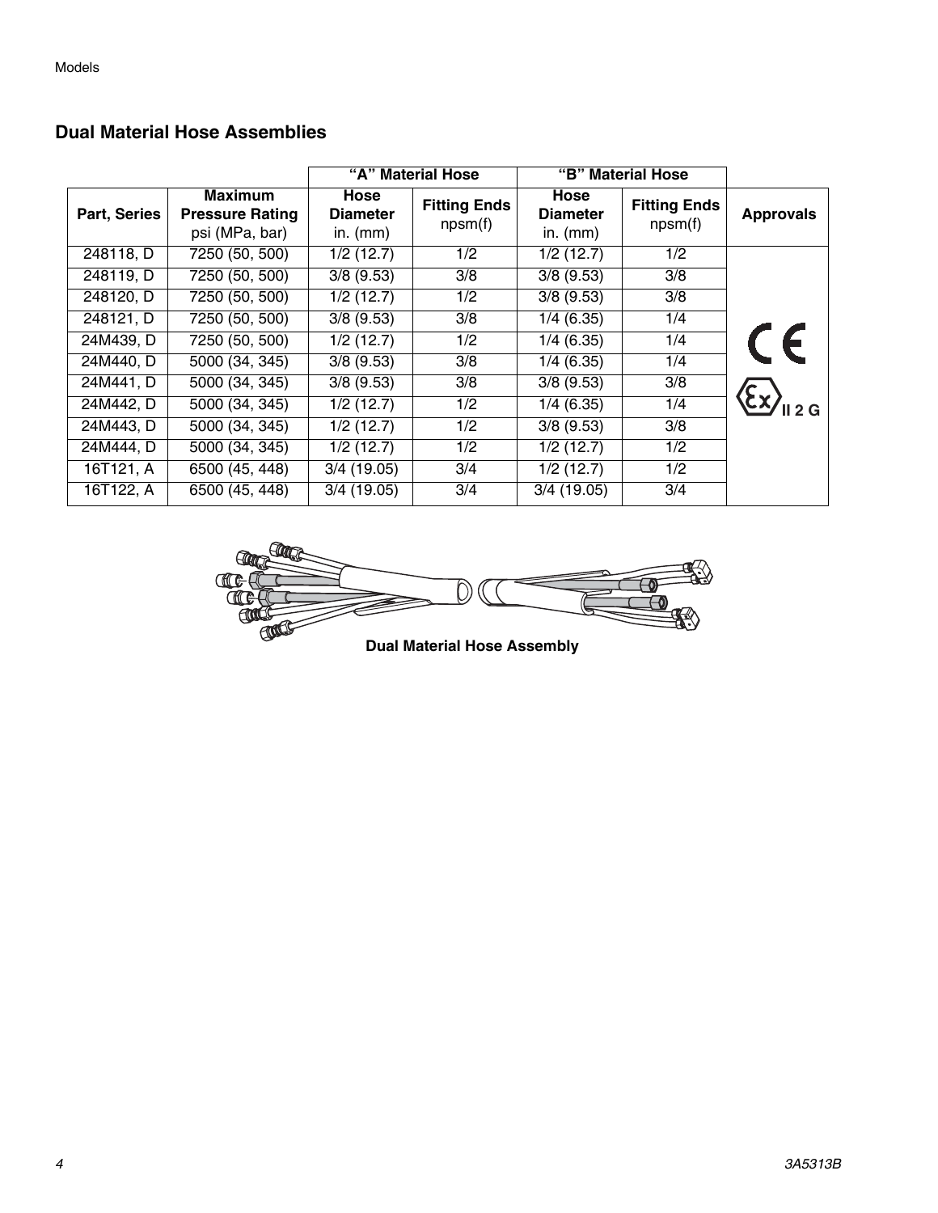## Dual Material Hose Assemblies

| | | "A" Material Hose | | "B" Material Hose | | |
|---|---|---|---|---|---|---|
| **Part, Series** | **Maximum Pressure Rating** psi (MPa, bar) | **Hose Diameter** in. (mm) | **Fitting Ends** npsm(f) | **Hose Diameter** in. (mm) | **Fitting Ends** npsm(f) | **Approvals** |
| 248118, D | 7250 (50, 500) | 1/2 (12.7) | 1/2 | 1/2 (12.7) | 1/2 | CE, Ex II 2 G |
| 248119, D | 7250 (50, 500) | 3/8 (9.53) | 3/8 | 3/8 (9.53) | 3/8 | |
| 248120, D | 7250 (50, 500) | 1/2 (12.7) | 1/2 | 3/8 (9.53) | 3/8 | |
| 248121, D | 7250 (50, 500) | 3/8 (9.53) | 3/8 | 1/4 (6.35) | 1/4 | |
| 24M439, D | 7250 (50, 500) | 1/2 (12.7) | 1/2 | 1/4 (6.35) | 1/4 | |
| 24M440, D | 5000 (34, 345) | 3/8 (9.53) | 3/8 | 1/4 (6.35) | 1/4 | |
| 24M441, D | 5000 (34, 345) | 3/8 (9.53) | 3/8 | 3/8 (9.53) | 3/8 | |
| 24M442, D | 5000 (34, 345) | 1/2 (12.7) | 1/2 | 1/4 (6.35) | 1/4 | |
| 24M443, D | 5000 (34, 345) | 1/2 (12.7) | 1/2 | 3/8 (9.53) | 3/8 | |
| 24M444, D | 5000 (34, 345) | 1/2 (12.7) | 1/2 | 1/2 (12.7) | 1/2 | |
| 16T121, A | 6500 (45, 448) | 3/4 (19.05) | 3/4 | 1/2 (12.7) | 1/2 | |
| 16T122, A | 6500 (45, 448) | 3/4 (19.05) | 3/4 | 3/4 (19.05) | 3/4 | |

**Dual Material Hose Assembly**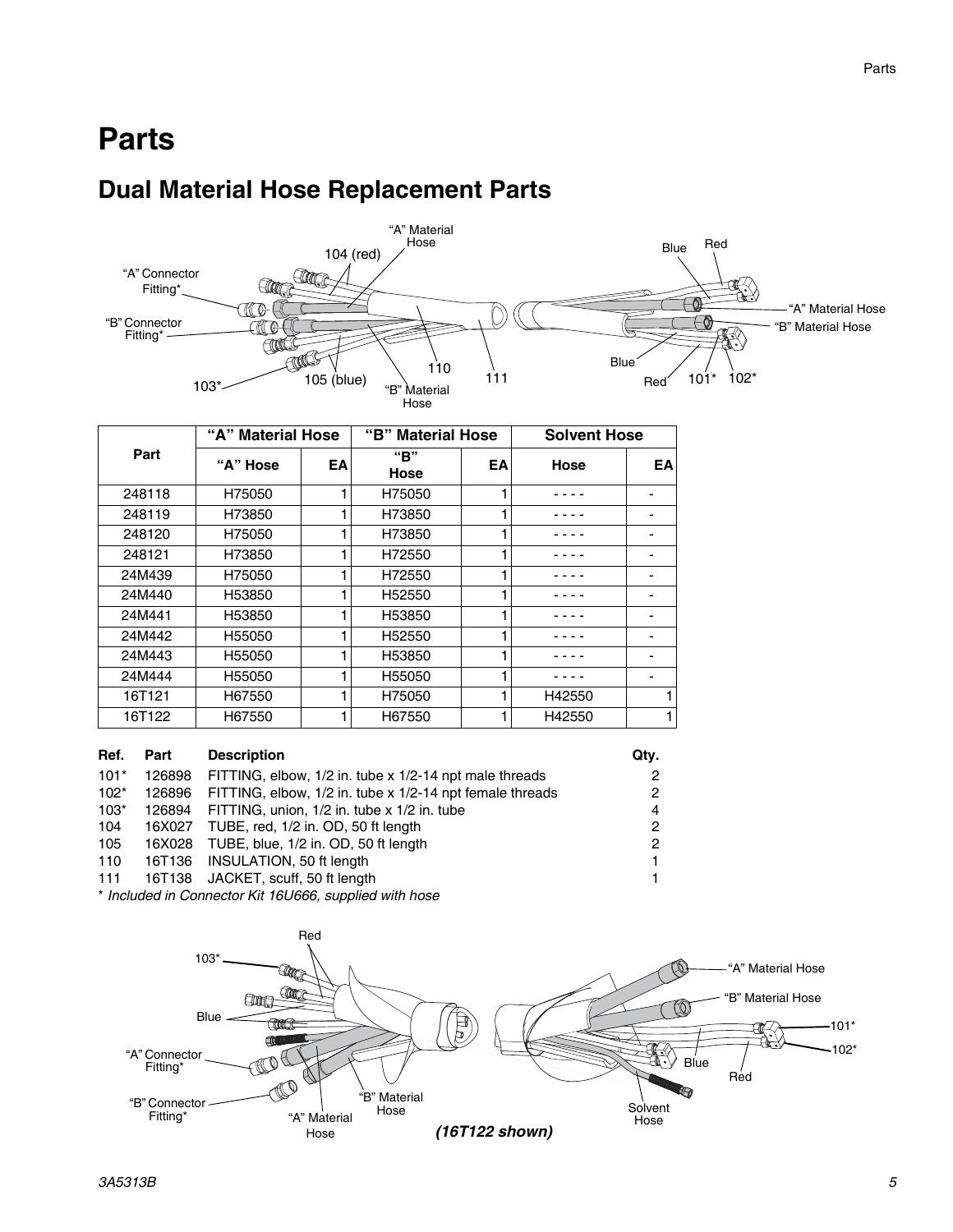# Parts

## Dual Material Hose Replacement Parts

| Part | "A" Material Hose | | "B" Material Hose | | Solvent Hose | |
|---|---|---|---|---|---|---|
| | "A" Hose | EA | "B" Hose | EA | Hose | EA |
| 248118 | H75050 | 1 | H75050 | 1 | - - - - | - |
| 248119 | H73850 | 1 | H73850 | 1 | - - - - | - |
| 248120 | H75050 | 1 | H73850 | 1 | - - - - | - |
| 248121 | H73850 | 1 | H72550 | 1 | - - - - | - |
| 24M439 | H75050 | 1 | H72550 | 1 | - - - - | - |
| 24M440 | H53850 | 1 | H52550 | 1 | - - - - | - |
| 24M441 | H53850 | 1 | H53850 | 1 | - - - - | - |
| 24M442 | H55050 | 1 | H52550 | 1 | - - - - | - |
| 24M443 | H55050 | 1 | H53850 | 1 | - - - - | - |
| 24M444 | H55050 | 1 | H55050 | 1 | - - - - | - |
| 16T121 | H67550 | 1 | H75050 | 1 | H42550 | 1 |
| 16T122 | H67550 | 1 | H67550 | 1 | H42550 | 1 |

| Ref. | Part | Description | Qty. |
|---|---|---|---|
| 101* | 126898 | FITTING, elbow, 1/2 in. tube x 1/2-14 npt male threads | 2 |
| 102* | 126896 | FITTING, elbow, 1/2 in. tube x 1/2-14 npt female threads | 2 |
| 103* | 126894 | FITTING, union, 1/2 in. tube x 1/2 in. tube | 4 |
| 104 | 16X027 | TUBE, red, 1/2 in. OD, 50 ft length | 2 |
| 105 | 16X028 | TUBE, blue, 1/2 in. OD, 50 ft length | 2 |
| 110 | 16T136 | INSULATION, 50 ft length | 1 |
| 111 | 16T138 | JACKET, scuff, 50 ft length | 1 |

* *Included in Connector Kit 16U666, supplied with hose*

***(16T122 shown)***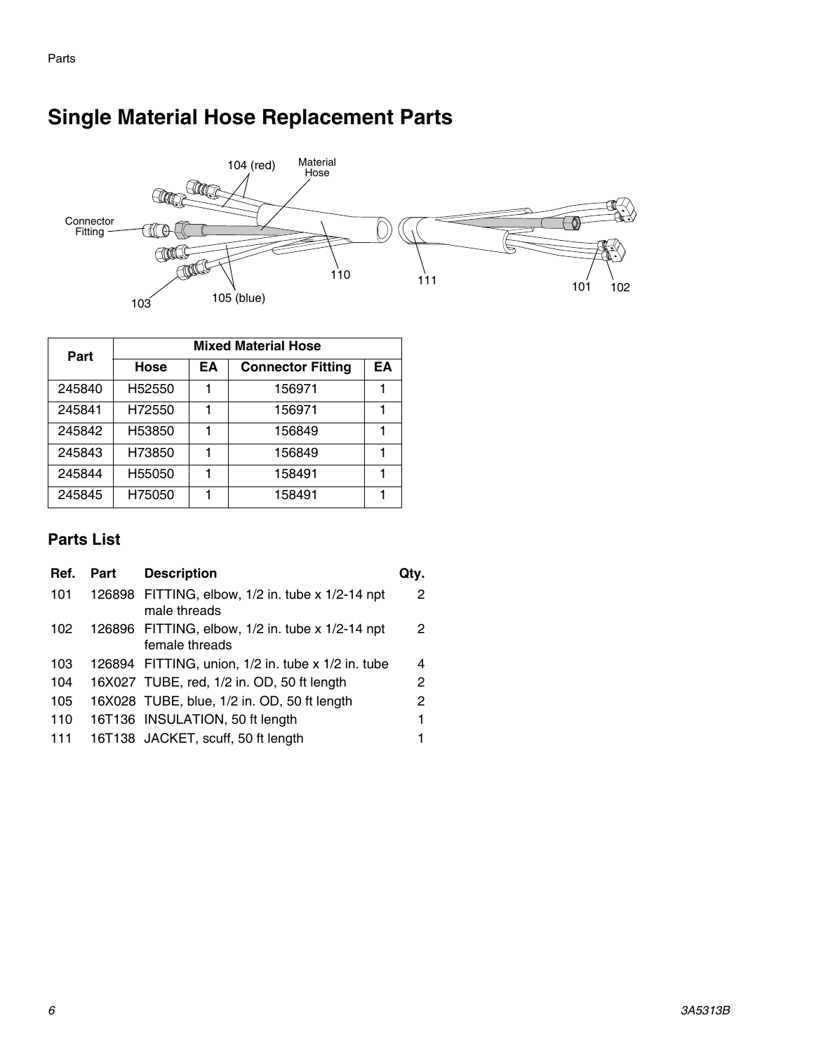# Single Material Hose Replacement Parts

| Part | Mixed Material Hose | | | |
|---|---|---|---|---|
| | Hose | EA | Connector Fitting | EA |
| 245840 | H52550 | 1 | 156971 | 1 |
| 245841 | H72550 | 1 | 156971 | 1 |
| 245842 | H53850 | 1 | 156849 | 1 |
| 245843 | H73850 | 1 | 156849 | 1 |
| 245844 | H55050 | 1 | 158491 | 1 |
| 245845 | H75050 | 1 | 158491 | 1 |

## Parts List

| Ref. | Part | Description | Qty. |
|---|---|---|---|
| 101 | 126898 | FITTING, elbow, 1/2 in. tube x 1/2-14 npt male threads | 2 |
| 102 | 126896 | FITTING, elbow, 1/2 in. tube x 1/2-14 npt female threads | 2 |
| 103 | 126894 | FITTING, union, 1/2 in. tube x 1/2 in. tube | 4 |
| 104 | 16X027 | TUBE, red, 1/2 in. OD, 50 ft length | 2 |
| 105 | 16X028 | TUBE, blue, 1/2 in. OD, 50 ft length | 2 |
| 110 | 16T136 | INSULATION, 50 ft length | 1 |
| 111 | 16T138 | JACKET, scuff, 50 ft length | 1 |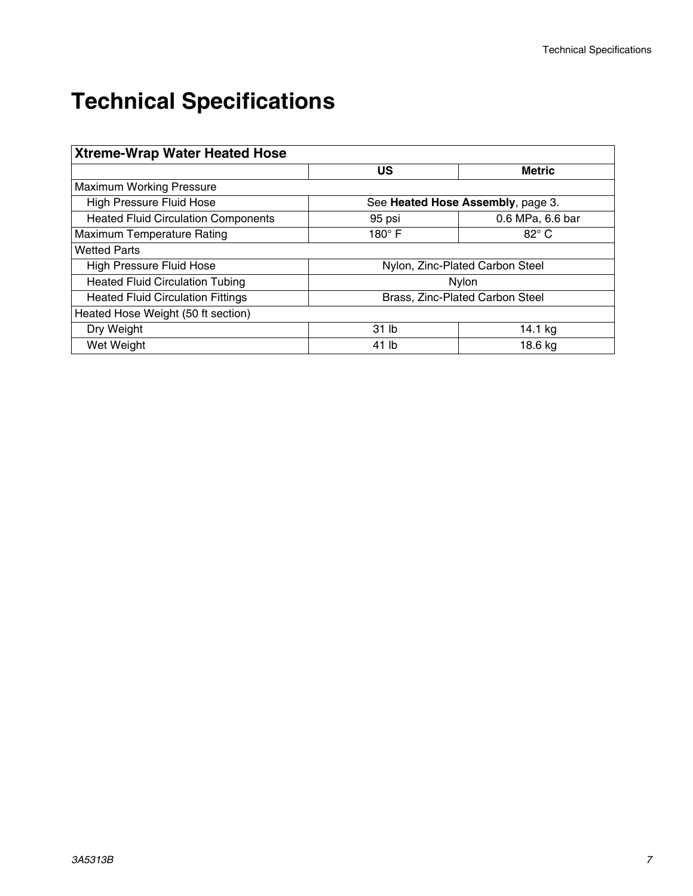# Technical Specifications

| Xtreme-Wrap Water Heated Hose | | |
|---|---|---|
| | **US** | **Metric** |
| Maximum Working Pressure | | |
| High Pressure Fluid Hose | See **Heated Hose Assembly**, page 3. | |
| Heated Fluid Circulation Components | 95 psi | 0.6 MPa, 6.6 bar |
| Maximum Temperature Rating | 180° F | 82° C |
| Wetted Parts | | |
| High Pressure Fluid Hose | Nylon, Zinc-Plated Carbon Steel | |
| Heated Fluid Circulation Tubing | Nylon | |
| Heated Fluid Circulation Fittings | Brass, Zinc-Plated Carbon Steel | |
| Heated Hose Weight (50 ft section) | | |
| Dry Weight | 31 lb | 14.1 kg |
| Wet Weight | 41 lb | 18.6 kg |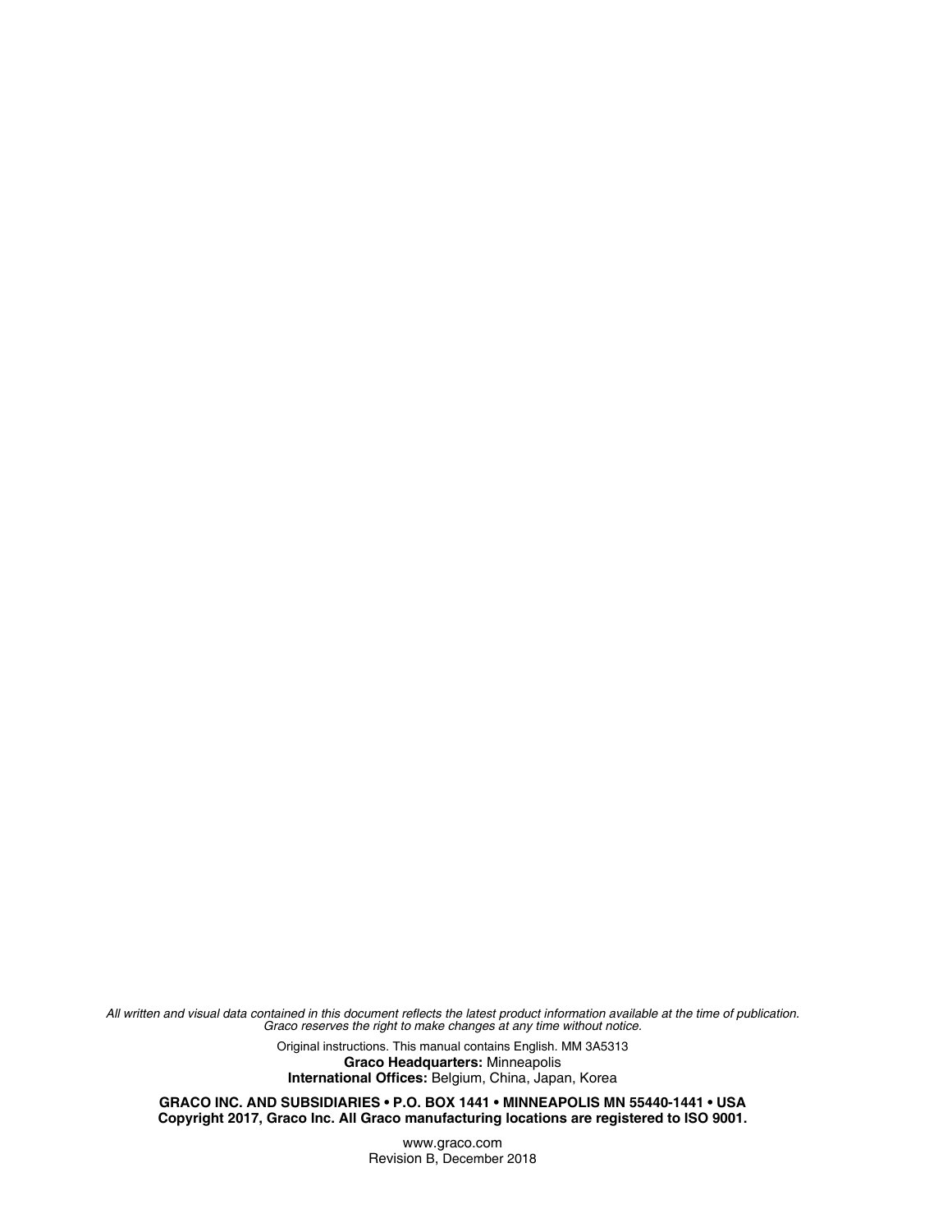*All written and visual data contained in this document reflects the latest product information available at the time of publication. Graco reserves the right to make changes at any time without notice.*

Original instructions. This manual contains English. MM 3A5313

**Graco Headquarters:** Minneapolis

**International Offices:** Belgium, China, Japan, Korea

**GRACO INC. AND SUBSIDIARIES • P.O. BOX 1441 • MINNEAPOLIS MN 55440-1441 • USA**

**Copyright 2017, Graco Inc. All Graco manufacturing locations are registered to ISO 9001.**

www.graco.com

Revision B, December 2018